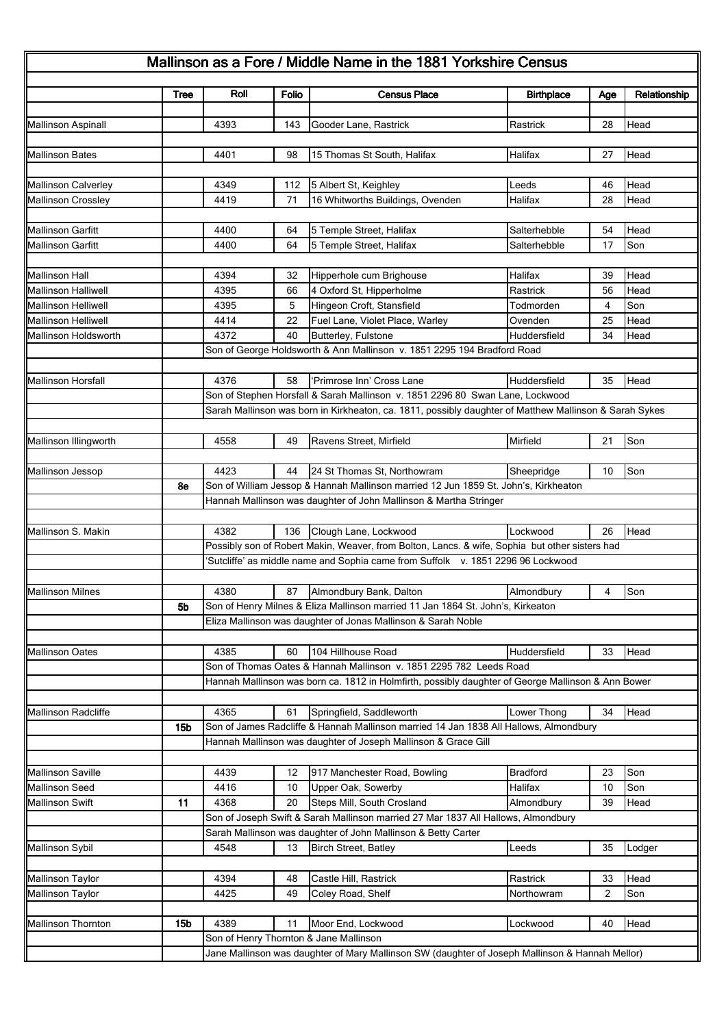# Mallinson as a Fore / Middle Name in the 1881 Yorkshire Census

| | Tree | Roll | Folio | Census Place | Birthplace | Age | Relationship |
|---|---|---|---|---|---|---|---|
| Mallinson Aspinall | | 4393 | 143 | Gooder Lane, Rastrick | Rastrick | 28 | Head |
| Mallinson Bates | | 4401 | 98 | 15 Thomas St South, Halifax | Halifax | 27 | Head |
| Mallinson Calverley | | 4349 | 112 | 5 Albert St, Keighley | Leeds | 46 | Head |
| Mallinson Crossley | | 4419 | 71 | 16 Whitworths Buildings, Ovenden | Halifax | 28 | Head |
| Mallinson Garfitt | | 4400 | 64 | 5 Temple Street, Halifax | Salterhebble | 54 | Head |
| Mallinson Garfitt | | 4400 | 64 | 5 Temple Street, Halifax | Salterhebble | 17 | Son |
| Mallinson Hall | | 4394 | 32 | Hipperhole cum Brighouse | Halifax | 39 | Head |
| Mallinson Halliwell | | 4395 | 66 | 4 Oxford St, Hipperholme | Rastrick | 56 | Head |
| Mallinson Helliwell | | 4395 | 5 | Hingeon Croft, Stansfield | Todmorden | 4 | Son |
| Mallinson Helliwell | | 4414 | 22 | Fuel Lane, Violet Place, Warley | Ovenden | 25 | Head |
| Mallinson Holdsworth | | 4372 | 40 | Butterley, Fulstone | Huddersfield | 34 | Head |
| | | Son of George Holdsworth & Ann Mallinson v. 1851 2295 194 Bradford Road | | | | | |
| Mallinson Horsfall | | 4376 | 58 | 'Primrose Inn' Cross Lane | Huddersfield | 35 | Head |
| | | Son of Stephen Horsfall & Sarah Mallinson v. 1851 2296 80 Swan Lane, Lockwood | | | | | |
| | | Sarah Mallinson was born in Kirkheaton, ca. 1811, possibly daughter of Matthew Mallinson & Sarah Sykes | | | | | |
| Mallinson Illingworth | | 4558 | 49 | Ravens Street, Mirfield | Mirfield | 21 | Son |
| Mallinson Jessop | | 4423 | 44 | 24 St Thomas St, Northowram | Sheepridge | 10 | Son |
| | 8e | Son of William Jessop & Hannah Mallinson married 12 Jun 1859 St. John's, Kirkheaton | | | | | |
| | | Hannah Mallinson was daughter of John Mallinson & Martha Stringer | | | | | |
| Mallinson S. Makin | | 4382 | 136 | Clough Lane, Lockwood | Lockwood | 26 | Head |
| | | Possibly son of Robert Makin, Weaver, from Bolton, Lancs. & wife, Sophia but other sisters had | | | | | |
| | | 'Sutcliffe' as middle name and Sophia came from Suffolk v. 1851 2296 96 Lockwood | | | | | |
| Mallinson Milnes | | 4380 | 87 | Almondbury Bank, Dalton | Almondbury | 4 | Son |
| | 5b | Son of Henry Milnes & Eliza Mallinson married 11 Jan 1864 St. John's, Kirkeaton | | | | | |
| | | Eliza Mallinson was daughter of Jonas Mallinson & Sarah Noble | | | | | |
| Mallinson Oates | | 4385 | 60 | 104 Hillhouse Road | Huddersfield | 33 | Head |
| | | Son of Thomas Oates & Hannah Mallinson v. 1851 2295 782 Leeds Road | | | | | |
| | | Hannah Mallinson was born ca. 1812 in Holmfirth, possibly daughter of George Mallinson & Ann Bower | | | | | |
| Mallinson Radcliffe | | 4365 | 61 | Springfield, Saddleworth | Lower Thong | 34 | Head |
| | 15b | Son of James Radcliffe & Hannah Mallinson married 14 Jan 1838 All Hallows, Almondbury | | | | | |
| | | Hannah Mallinson was daughter of Joseph Mallinson & Grace Gill | | | | | |
| Mallinson Saville | | 4439 | 12 | 917 Manchester Road, Bowling | Bradford | 23 | Son |
| Mallinson Seed | | 4416 | 10 | Upper Oak, Sowerby | Halifax | 10 | Son |
| Mallinson Swift | 11 | 4368 | 20 | Steps Mill, South Crosland | Almondbury | 39 | Head |
| | | Son of Joseph Swift & Sarah Mallinson married 27 Mar 1837 All Hallows, Almondbury | | | | | |
| | | Sarah Mallinson was daughter of John Mallinson & Betty Carter | | | | | |
| Mallinson Sybil | | 4548 | 13 | Birch Street, Batley | Leeds | 35 | Lodger |
| Mallinson Taylor | | 4394 | 48 | Castle Hill, Rastrick | Rastrick | 33 | Head |
| Mallinson Taylor | | 4425 | 49 | Coley Road, Shelf | Northowram | 2 | Son |
| Mallinson Thornton | 15b | 4389 | 11 | Moor End, Lockwood | Lockwood | 40 | Head |
| | | Son of Henry Thornton & Jane Mallinson | | | | | |
| | | Jane Mallinson was daughter of Mary Mallinson SW (daughter of Joseph Mallinson & Hannah Mellor) | | | | | |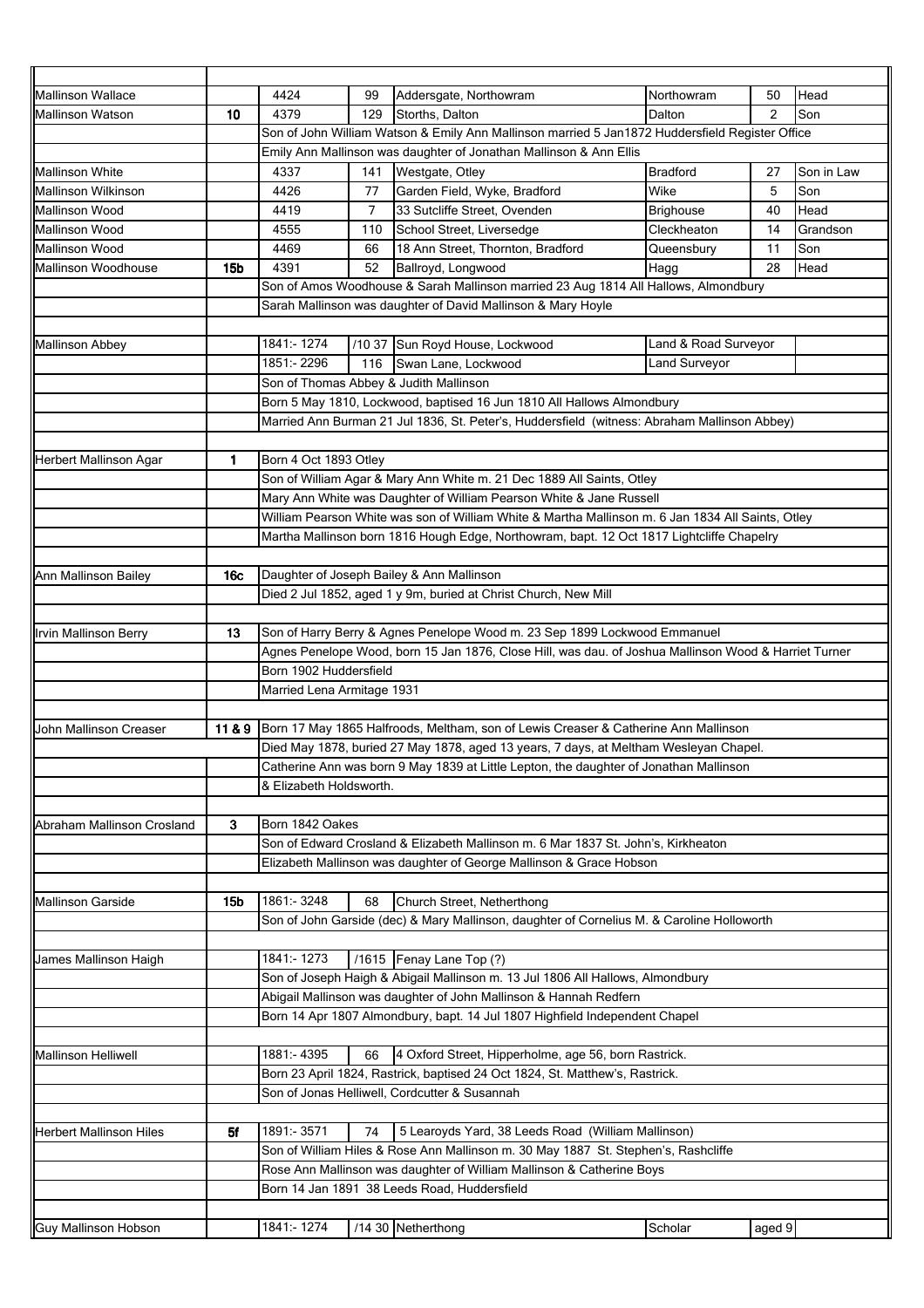| | | | | | | | |
|---|---|---|---|---|---|---|---|
| Mallinson Wallace | | 4424 | 99 | Addersgate, Northowram | Northowram | 50 | Head |
| Mallinson Watson | 10 | 4379 | 129 | Storths, Dalton | Dalton | 2 | Son |
| | | Son of John William Watson & Emily Ann Mallinson married 5 Jan1872 Huddersfield Register Office | | | | | |
| | | Emily Ann Mallinson was daughter of Jonathan Mallinson & Ann Ellis | | | | | |
| Mallinson White | | 4337 | 141 | Westgate, Otley | Bradford | 27 | Son in Law |
| Mallinson Wilkinson | | 4426 | 77 | Garden Field, Wyke, Bradford | Wike | 5 | Son |
| Mallinson Wood | | 4419 | 7 | 33 Sutcliffe Street, Ovenden | Brighouse | 40 | Head |
| Mallinson Wood | | 4555 | 110 | School Street, Liversedge | Cleckheaton | 14 | Grandson |
| Mallinson Wood | | 4469 | 66 | 18 Ann Street, Thornton, Bradford | Queensbury | 11 | Son |
| Mallinson Woodhouse | 15b | 4391 | 52 | Ballroyd, Longwood | Hagg | 28 | Head |
| | | Son of Amos Woodhouse & Sarah Mallinson married 23 Aug 1814 All Hallows, Almondbury | | | | | |
| | | Sarah Mallinson was daughter of David Mallinson & Mary Hoyle | | | | | |
| | | | | | | | |
| Mallinson Abbey | | 1841:- 1274 | /10 37 | Sun Royd House, Lockwood | Land & Road Surveyor | | |
| | | 1851:- 2296 | 116 | Swan Lane, Lockwood | Land Surveyor | | |
| | | Son of Thomas Abbey & Judith Mallinson | | | | | |
| | | Born 5 May 1810, Lockwood, baptised 16 Jun 1810 All Hallows Almondbury | | | | | |
| | | Married Ann Burman 21 Jul 1836, St. Peter's, Huddersfield (witness: Abraham Mallinson Abbey) | | | | | |
| | | | | | | | |
| Herbert Mallinson Agar | 1 | Born 4 Oct 1893 Otley | | | | | |
| | | Son of William Agar & Mary Ann White m. 21 Dec 1889 All Saints, Otley | | | | | |
| | | Mary Ann White was Daughter of William Pearson White & Jane Russell | | | | | |
| | | William Pearson White was son of William White & Martha Mallinson m. 6 Jan 1834 All Saints, Otley | | | | | |
| | | Martha Mallinson born 1816 Hough Edge, Northowram, bapt. 12 Oct 1817 Lightcliffe Chapelry | | | | | |
| | | | | | | | |
| Ann Mallinson Bailey | 16c | Daughter of Joseph Bailey & Ann Mallinson | | | | | |
| | | Died 2 Jul 1852, aged 1 y 9m, buried at Christ Church, New Mill | | | | | |
| | | | | | | | |
| Irvin Mallinson Berry | 13 | Son of Harry Berry & Agnes Penelope Wood m. 23 Sep 1899 Lockwood Emmanuel | | | | | |
| | | Agnes Penelope Wood, born 15 Jan 1876, Close Hill, was dau. of Joshua Mallinson Wood & Harriet Turner | | | | | |
| | | Born 1902 Huddersfield | | | | | |
| | | Married Lena Armitage 1931 | | | | | |
| | | | | | | | |
| John Mallinson Creaser | 11 & 9 | Born 17 May 1865 Halfroods, Meltham, son of Lewis Creaser & Catherine Ann Mallinson | | | | | |
| | | Died May 1878, buried 27 May 1878, aged 13 years, 7 days, at Meltham Wesleyan Chapel. | | | | | |
| | | Catherine Ann was born 9 May 1839 at Little Lepton, the daughter of Jonathan Mallinson | | | | | |
| | | & Elizabeth Holdsworth. | | | | | |
| | | | | | | | |
| Abraham Mallinson Crosland | 3 | Born 1842 Oakes | | | | | |
| | | Son of Edward Crosland & Elizabeth Mallinson m. 6 Mar 1837 St. John's, Kirkheaton | | | | | |
| | | Elizabeth Mallinson was daughter of George Mallinson & Grace Hobson | | | | | |
| | | | | | | | |
| Mallinson Garside | 15b | 1861:- 3248 | 68 | Church Street, Netherthong | | | |
| | | Son of John Garside (dec) & Mary Mallinson, daughter of Cornelius M. & Caroline Holloworth | | | | | |
| | | | | | | | |
| James Mallinson Haigh | | 1841:- 1273 | /1615 | Fenay Lane Top (?) | | | |
| | | Son of Joseph Haigh & Abigail Mallinson m. 13 Jul 1806 All Hallows, Almondbury | | | | | |
| | | Abigail Mallinson was daughter of John Mallinson & Hannah Redfern | | | | | |
| | | Born 14 Apr 1807 Almondbury, bapt. 14 Jul 1807 Highfield Independent Chapel | | | | | |
| | | | | | | | |
| Mallinson Helliwell | | 1881:- 4395 | 66 | 4 Oxford Street, Hipperholme, age 56, born Rastrick. | | | |
| | | Born 23 April 1824, Rastrick, baptised 24 Oct 1824, St. Matthew's, Rastrick. | | | | | |
| | | Son of Jonas Helliwell, Cordcutter & Susannah | | | | | |
| | | | | | | | |
| Herbert Mallinson Hiles | 5f | 1891:- 3571 | 74 | 5 Learoyds Yard, 38 Leeds Road (William Mallinson) | | | |
| | | Son of William Hiles & Rose Ann Mallinson m. 30 May 1887 St. Stephen's, Rashcliffe | | | | | |
| | | Rose Ann Mallinson was daughter of William Mallinson & Catherine Boys | | | | | |
| | | Born 14 Jan 1891 38 Leeds Road, Huddersfield | | | | | |
| | | | | | | | |
| Guy Mallinson Hobson | | 1841:- 1274 | /14 30 | Netherthong | Scholar | aged 9 | |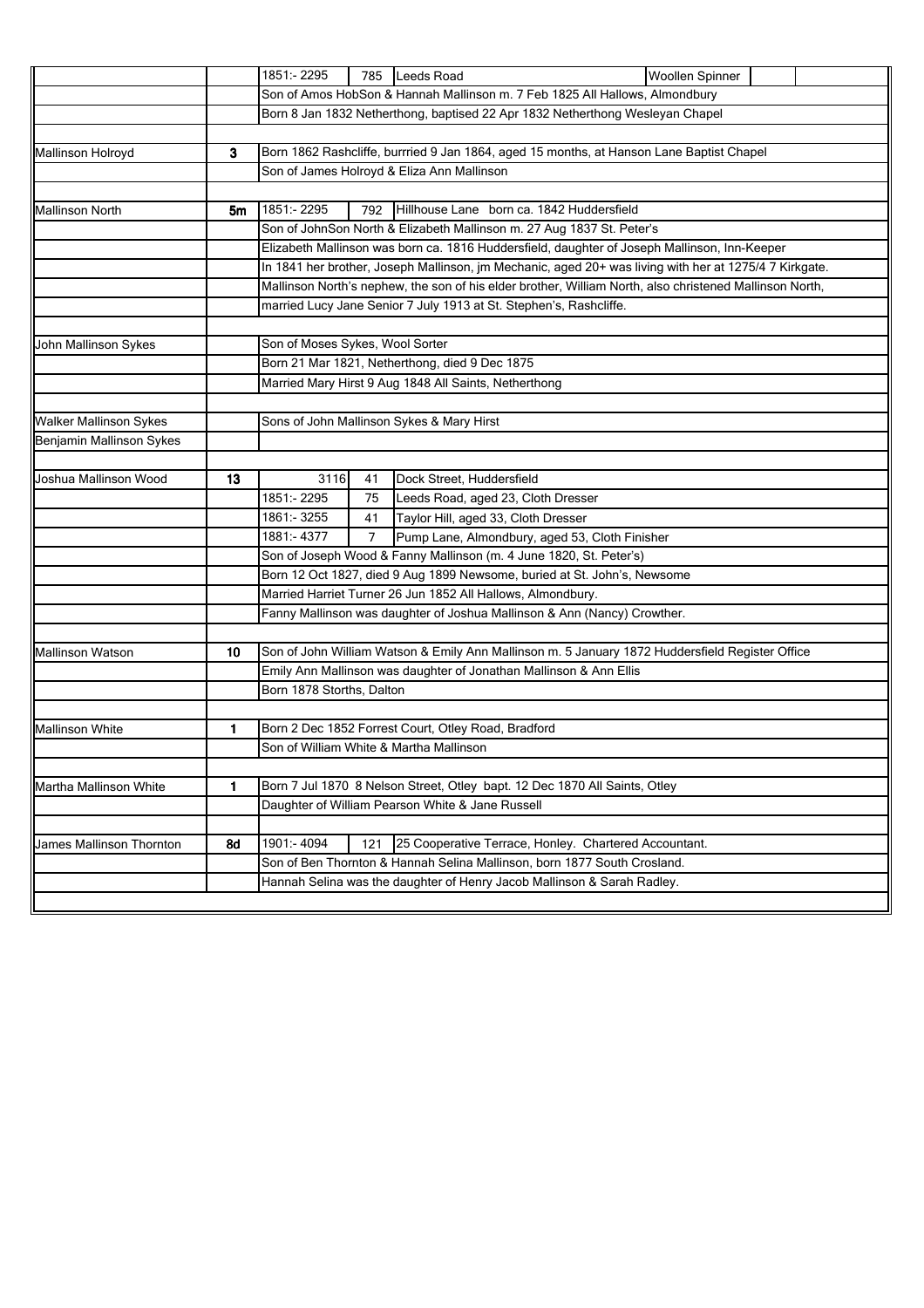| | | | | | | |
|---|---|---|---|---|---|---|
| | | 1851:- 2295 | 785 | Leeds Road | Woollen Spinner | |
| | | Son of Amos HobSon & Hannah Mallinson m. 7 Feb 1825 All Hallows, Almondbury | | | | |
| | | Born 8 Jan 1832 Netherthong, baptised 22 Apr 1832 Netherthong Wesleyan Chapel | | | | |
| | | | | | | |
| Mallinson Holroyd | **3** | Born 1862 Rashcliffe, burrried 9 Jan 1864, aged 15 months, at Hanson Lane Baptist Chapel | | | | |
| | | Son of James Holroyd & Eliza Ann Mallinson | | | | |
| | | | | | | |
| Mallinson North | **5m** | 1851:- 2295 | 792 | Hillhouse Lane born ca. 1842 Huddersfield | | |
| | | Son of JohnSon North & Elizabeth Mallinson m. 27 Aug 1837 St. Peter's | | | | |
| | | Elizabeth Mallinson was born ca. 1816 Huddersfield, daughter of Joseph Mallinson, Inn-Keeper | | | | |
| | | In 1841 her brother, Joseph Mallinson, jm Mechanic, aged 20+ was living with her at 1275/4 7 Kirkgate. | | | | |
| | | Mallinson North's nephew, the son of his elder brother, William North, also christened Mallinson North, | | | | |
| | | married Lucy Jane Senior 7 July 1913 at St. Stephen's, Rashcliffe. | | | | |
| | | | | | | |
| John Mallinson Sykes | | Son of Moses Sykes, Wool Sorter | | | | |
| | | Born 21 Mar 1821, Netherthong, died 9 Dec 1875 | | | | |
| | | Married Mary Hirst 9 Aug 1848 All Saints, Netherthong | | | | |
| | | | | | | |
| Walker Mallinson Sykes | | Sons of John Mallinson Sykes & Mary Hirst | | | | |
| Benjamin Mallinson Sykes | | | | | | |
| | | | | | | |
| Joshua Mallinson Wood | **13** | 3116 | 41 | Dock Street, Huddersfield | | |
| | | 1851:- 2295 | 75 | Leeds Road, aged 23, Cloth Dresser | | |
| | | 1861:- 3255 | 41 | Taylor Hill, aged 33, Cloth Dresser | | |
| | | 1881:- 4377 | 7 | Pump Lane, Almondbury, aged 53, Cloth Finisher | | |
| | | Son of Joseph Wood & Fanny Mallinson (m. 4 June 1820, St. Peter's) | | | | |
| | | Born 12 Oct 1827, died 9 Aug 1899 Newsome, buried at St. John's, Newsome | | | | |
| | | Married Harriet Turner 26 Jun 1852 All Hallows, Almondbury. | | | | |
| | | Fanny Mallinson was daughter of Joshua Mallinson & Ann (Nancy) Crowther. | | | | |
| | | | | | | |
| Mallinson Watson | **10** | Son of John William Watson & Emily Ann Mallinson m. 5 January 1872 Huddersfield Register Office | | | | |
| | | Emily Ann Mallinson was daughter of Jonathan Mallinson & Ann Ellis | | | | |
| | | Born 1878 Storths, Dalton | | | | |
| | | | | | | |
| Mallinson White | **1** | Born 2 Dec 1852 Forrest Court, Otley Road, Bradford | | | | |
| | | Son of William White & Martha Mallinson | | | | |
| | | | | | | |
| Martha Mallinson White | **1** | Born 7 Jul 1870 8 Nelson Street, Otley bapt. 12 Dec 1870 All Saints, Otley | | | | |
| | | Daughter of William Pearson White & Jane Russell | | | | |
| | | | | | | |
| James Mallinson Thornton | **8d** | 1901:- 4094 | 121 | 25 Cooperative Terrace, Honley. Chartered Accountant. | | |
| | | Son of Ben Thornton & Hannah Selina Mallinson, born 1877 South Crosland. | | | | |
| | | Hannah Selina was the daughter of Henry Jacob Mallinson & Sarah Radley. | | | | |